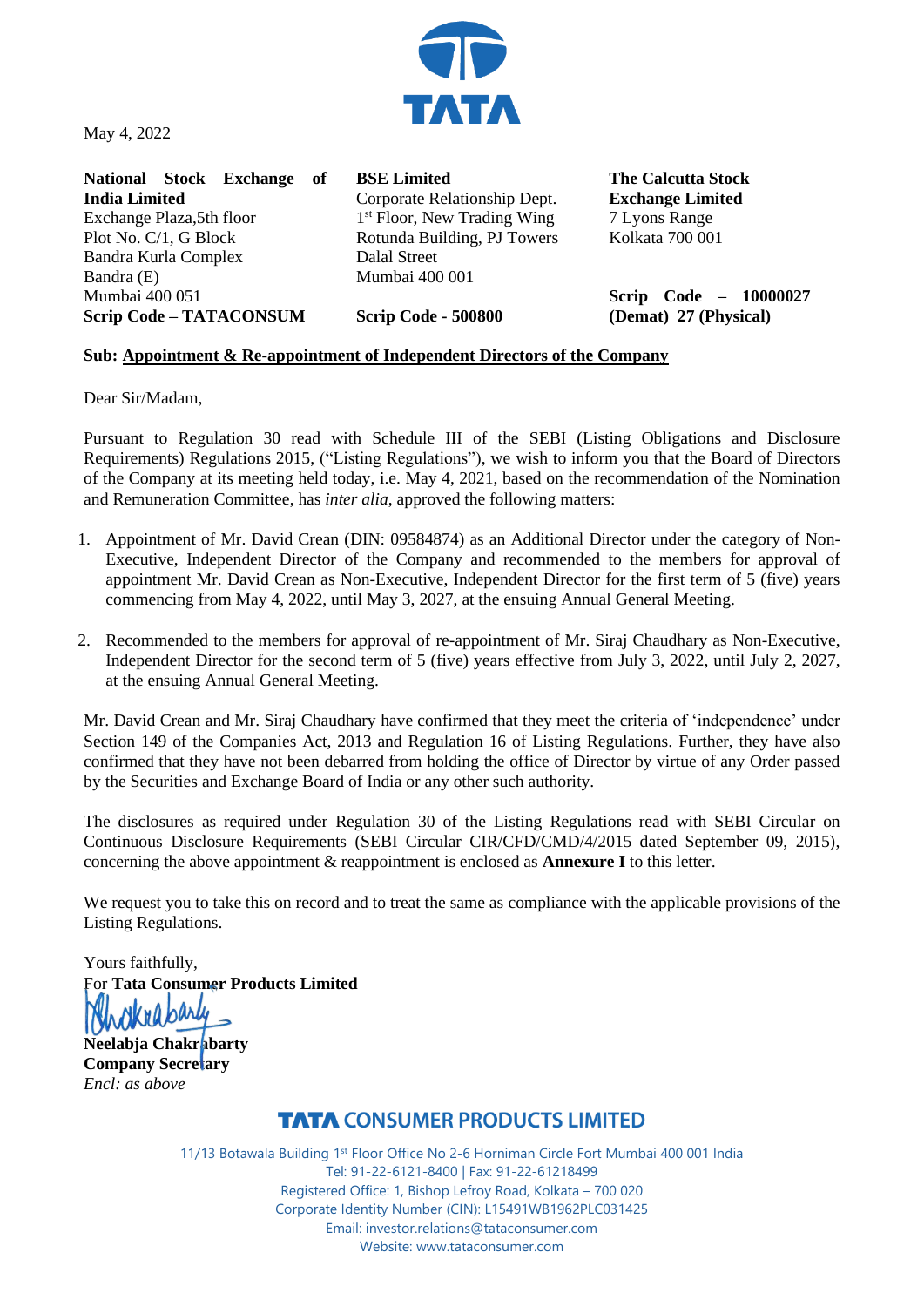May 4, 2022

**National Stock Exchange of India Limited**
Exchange Plaza,5th floor
Plot No. C/1, G Block
Bandra Kurla Complex
Bandra (E)
Mumbai 400 051
**Scrip Code – TATACONSUM**

**BSE Limited**
Corporate Relationship Dept.
1st Floor, New Trading Wing
Rotunda Building, PJ Towers
Dalal Street
Mumbai 400 001
**Scrip Code - 500800**

**The Calcutta Stock Exchange Limited**
7 Lyons Range
Kolkata 700 001
**Scrip Code – 10000027 (Demat) 27 (Physical)**

**Sub: Appointment & Re-appointment of Independent Directors of the Company**

Dear Sir/Madam,

Pursuant to Regulation 30 read with Schedule III of the SEBI (Listing Obligations and Disclosure Requirements) Regulations 2015, ("Listing Regulations"), we wish to inform you that the Board of Directors of the Company at its meeting held today, i.e. May 4, 2021, based on the recommendation of the Nomination and Remuneration Committee, has *inter alia*, approved the following matters:

1. Appointment of Mr. David Crean (DIN: 09584874) as an Additional Director under the category of Non-Executive, Independent Director of the Company and recommended to the members for approval of appointment Mr. David Crean as Non-Executive, Independent Director for the first term of 5 (five) years commencing from May 4, 2022, until May 3, 2027, at the ensuing Annual General Meeting.

2. Recommended to the members for approval of re-appointment of Mr. Siraj Chaudhary as Non-Executive, Independent Director for the second term of 5 (five) years effective from July 3, 2022, until July 2, 2027, at the ensuing Annual General Meeting.

Mr. David Crean and Mr. Siraj Chaudhary have confirmed that they meet the criteria of 'independence' under Section 149 of the Companies Act, 2013 and Regulation 16 of Listing Regulations. Further, they have also confirmed that they have not been debarred from holding the office of Director by virtue of any Order passed by the Securities and Exchange Board of India or any other such authority.

The disclosures as required under Regulation 30 of the Listing Regulations read with SEBI Circular on Continuous Disclosure Requirements (SEBI Circular CIR/CFD/CMD/4/2015 dated September 09, 2015), concerning the above appointment & reappointment is enclosed as **Annexure I** to this letter.

We request you to take this on record and to treat the same as compliance with the applicable provisions of the Listing Regulations.

Yours faithfully,
For **Tata Consumer Products Limited**

**Neelabja Chakrabarty**
**Company Secretary**
*Encl: as above*

**TATA CONSUMER PRODUCTS LIMITED**

11/13 Botawala Building 1st Floor Office No 2-6 Horniman Circle Fort Mumbai 400 001 India
Tel: 91-22-6121-8400 | Fax: 91-22-61218499
Registered Office: 1, Bishop Lefroy Road, Kolkata – 700 020
Corporate Identity Number (CIN): L15491WB1962PLC031425
Email: investor.relations@tataconsumer.com
Website: www.tataconsumer.com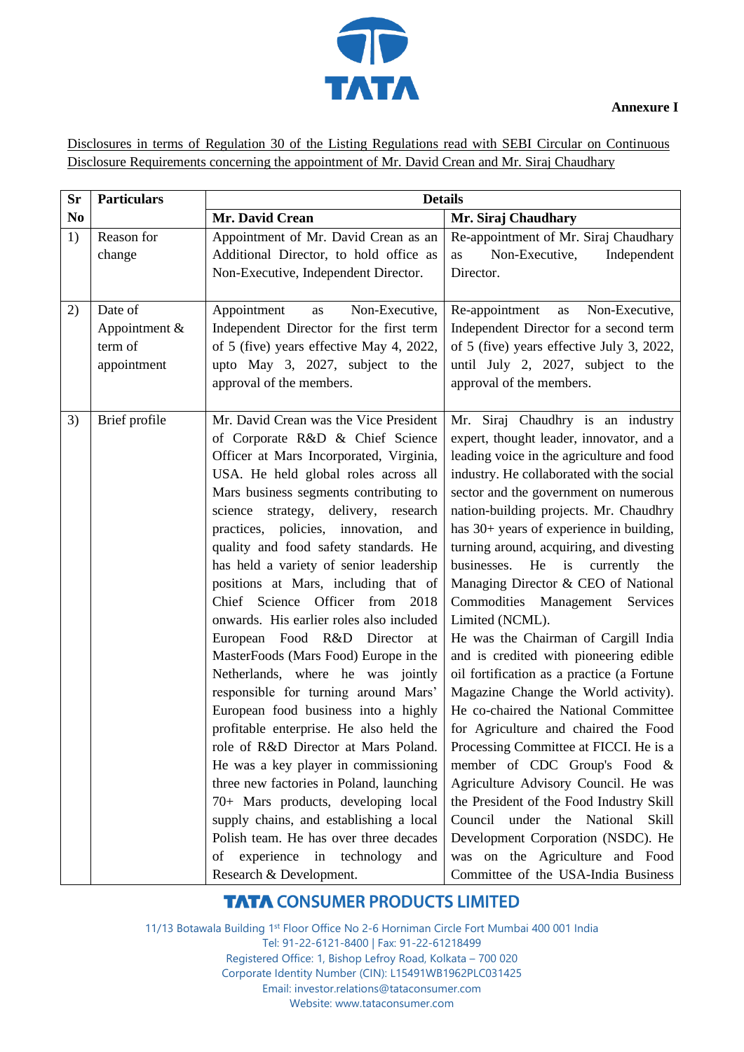**Annexure I**

Disclosures in terms of Regulation 30 of the Listing Regulations read with SEBI Circular on Continuous Disclosure Requirements concerning the appointment of Mr. David Crean and Mr. Siraj Chaudhary

| Sr No | Particulars | Details | |
|---|---|---|---|
| | | **Mr. David Crean** | **Mr. Siraj Chaudhary** |
| 1) | Reason for change | Appointment of Mr. David Crean as an Additional Director, to hold office as Non-Executive, Independent Director. | Re-appointment of Mr. Siraj Chaudhary as Non-Executive, Independent Director. |
| 2) | Date of Appointment & term of appointment | Appointment as Non-Executive, Independent Director for the first term of 5 (five) years effective May 4, 2022, upto May 3, 2027, subject to the approval of the members. | Re-appointment as Non-Executive, Independent Director for a second term of 5 (five) years effective July 3, 2022, until July 2, 2027, subject to the approval of the members. |
| 3) | Brief profile | Mr. David Crean was the Vice President of Corporate R&D & Chief Science Officer at Mars Incorporated, Virginia, USA. He held global roles across all Mars business segments contributing to science strategy, delivery, research practices, policies, innovation, and quality and food safety standards. He has held a variety of senior leadership positions at Mars, including that of Chief Science Officer from 2018 onwards. His earlier roles also included European Food R&D Director at MasterFoods (Mars Food) Europe in the Netherlands, where he was jointly responsible for turning around Mars' European food business into a highly profitable enterprise. He also held the role of R&D Director at Mars Poland. He was a key player in commissioning three new factories in Poland, launching 70+ Mars products, developing local supply chains, and establishing a local Polish team. He has over three decades of experience in technology and Research & Development. | Mr. Siraj Chaudhry is an industry expert, thought leader, innovator, and a leading voice in the agriculture and food industry. He collaborated with the social sector and the government on numerous nation-building projects. Mr. Chaudhry has 30+ years of experience in building, turning around, acquiring, and divesting businesses. He is currently the Managing Director & CEO of National Commodities Management Services Limited (NCML).<br>He was the Chairman of Cargill India and is credited with pioneering edible oil fortification as a practice (a Fortune Magazine Change the World activity). He co-chaired the National Committee for Agriculture and chaired the Food Processing Committee at FICCI. He is a member of CDC Group's Food & Agriculture Advisory Council. He was the President of the Food Industry Skill Council under the National Skill Development Corporation (NSDC). He was on the Agriculture and Food Committee of the USA-India Business |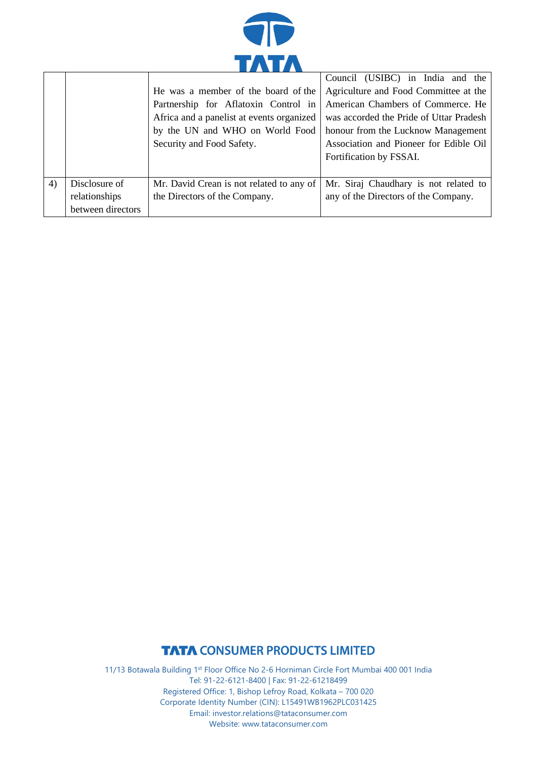| | | | |
|---|---|---|---|
| | | He was a member of the board of the Partnership for Aflatoxin Control in Africa and a panelist at events organized by the UN and WHO on World Food Security and Food Safety. | Council (USIBC) in India and the Agriculture and Food Committee at the American Chambers of Commerce. He was accorded the Pride of Uttar Pradesh honour from the Lucknow Management Association and Pioneer for Edible Oil Fortification by FSSAI. |
| 4) | Disclosure of relationships between directors | Mr. David Crean is not related to any of the Directors of the Company. | Mr. Siraj Chaudhary is not related to any of the Directors of the Company. |

**TATA CONSUMER PRODUCTS LIMITED**

11/13 Botawala Building 1st Floor Office No 2-6 Horniman Circle Fort Mumbai 400 001 India
Tel: 91-22-6121-8400 | Fax: 91-22-61218499
Registered Office: 1, Bishop Lefroy Road, Kolkata – 700 020
Corporate Identity Number (CIN): L15491WB1962PLC031425
Email: investor.relations@tataconsumer.com
Website: www.tataconsumer.com